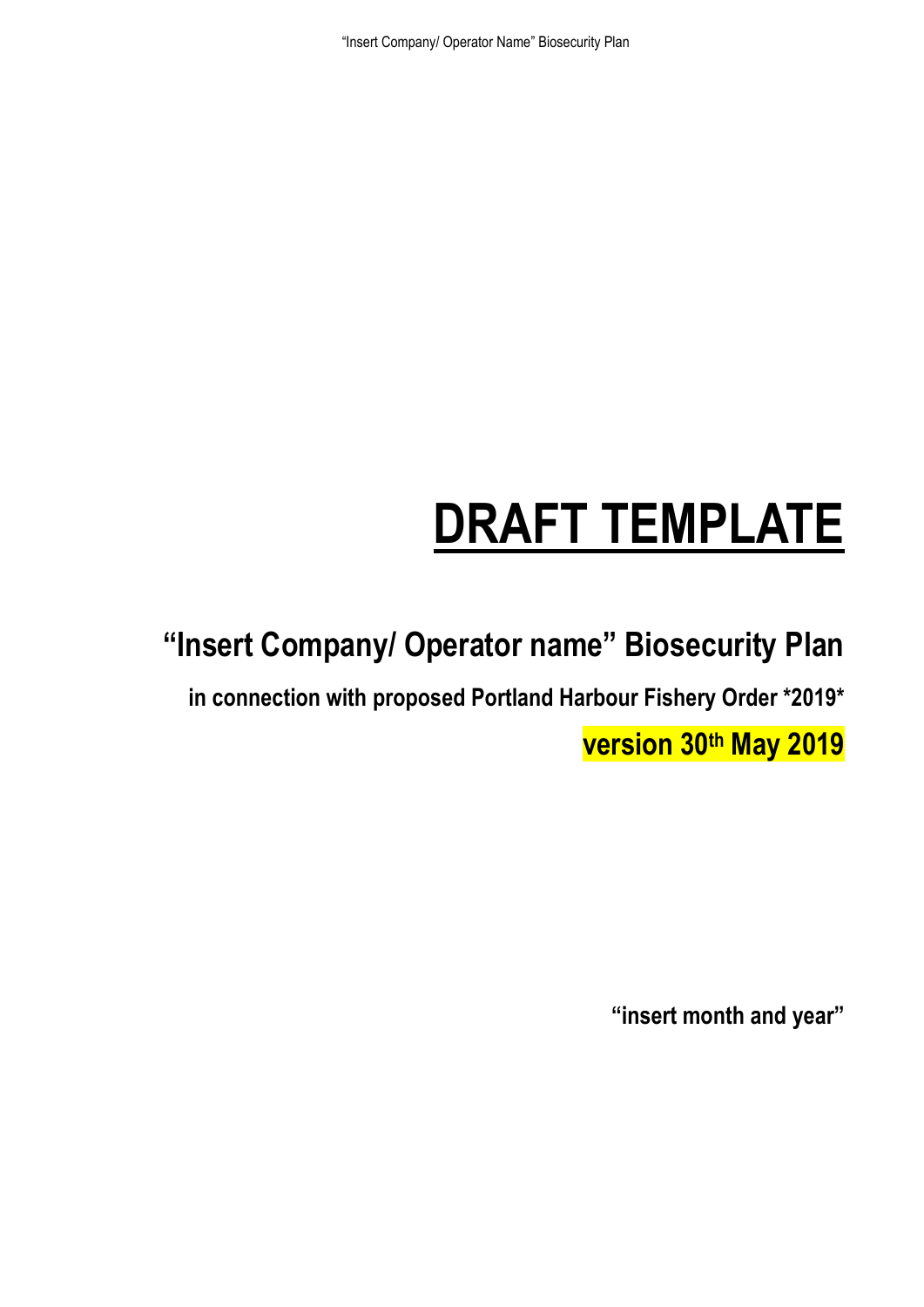# DRAFT TEMPLATE

## "Insert Company/ Operator name" Biosecurity Plan

**in connection with proposed Portland Harbour Fishery Order *2019***

**version 30th May 2019**

**"insert month and year"**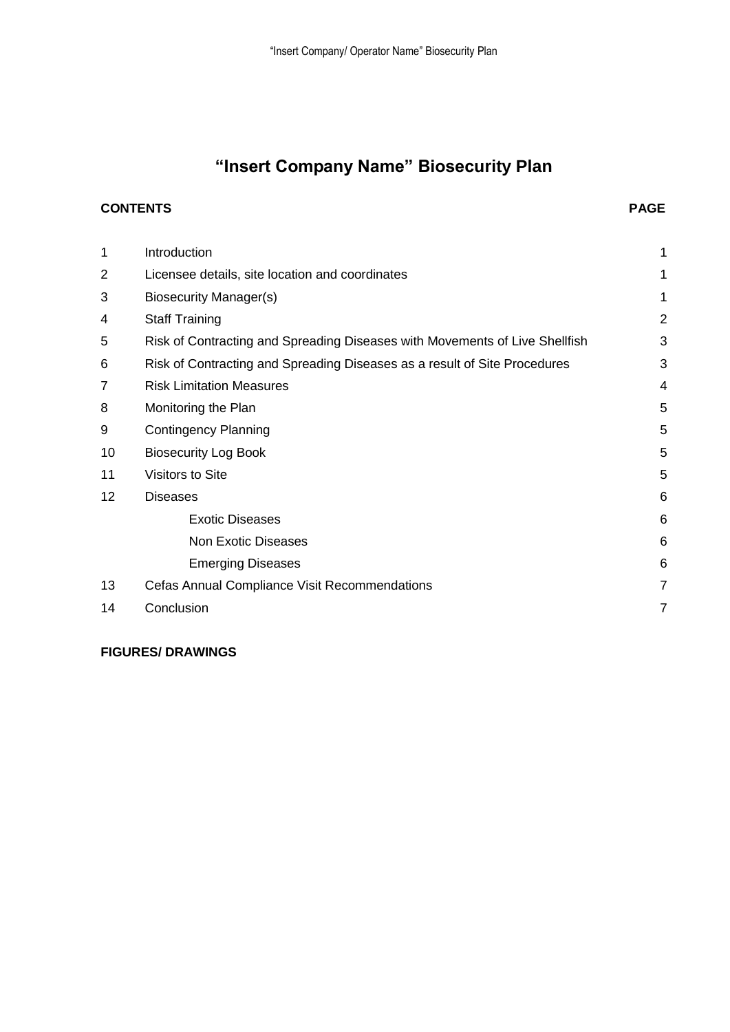# "Insert Company Name" Biosecurity Plan

| CONTENTS | | PAGE |
|---|---|---|
| 1 | Introduction | 1 |
| 2 | Licensee details, site location and coordinates | 1 |
| 3 | Biosecurity Manager(s) | 1 |
| 4 | Staff Training | 2 |
| 5 | Risk of Contracting and Spreading Diseases with Movements of Live Shellfish | 3 |
| 6 | Risk of Contracting and Spreading Diseases as a result of Site Procedures | 3 |
| 7 | Risk Limitation Measures | 4 |
| 8 | Monitoring the Plan | 5 |
| 9 | Contingency Planning | 5 |
| 10 | Biosecurity Log Book | 5 |
| 11 | Visitors to Site | 5 |
| 12 | Diseases | 6 |
| | Exotic Diseases | 6 |
| | Non Exotic Diseases | 6 |
| | Emerging Diseases | 6 |
| 13 | Cefas Annual Compliance Visit Recommendations | 7 |
| 14 | Conclusion | 7 |

**FIGURES/ DRAWINGS**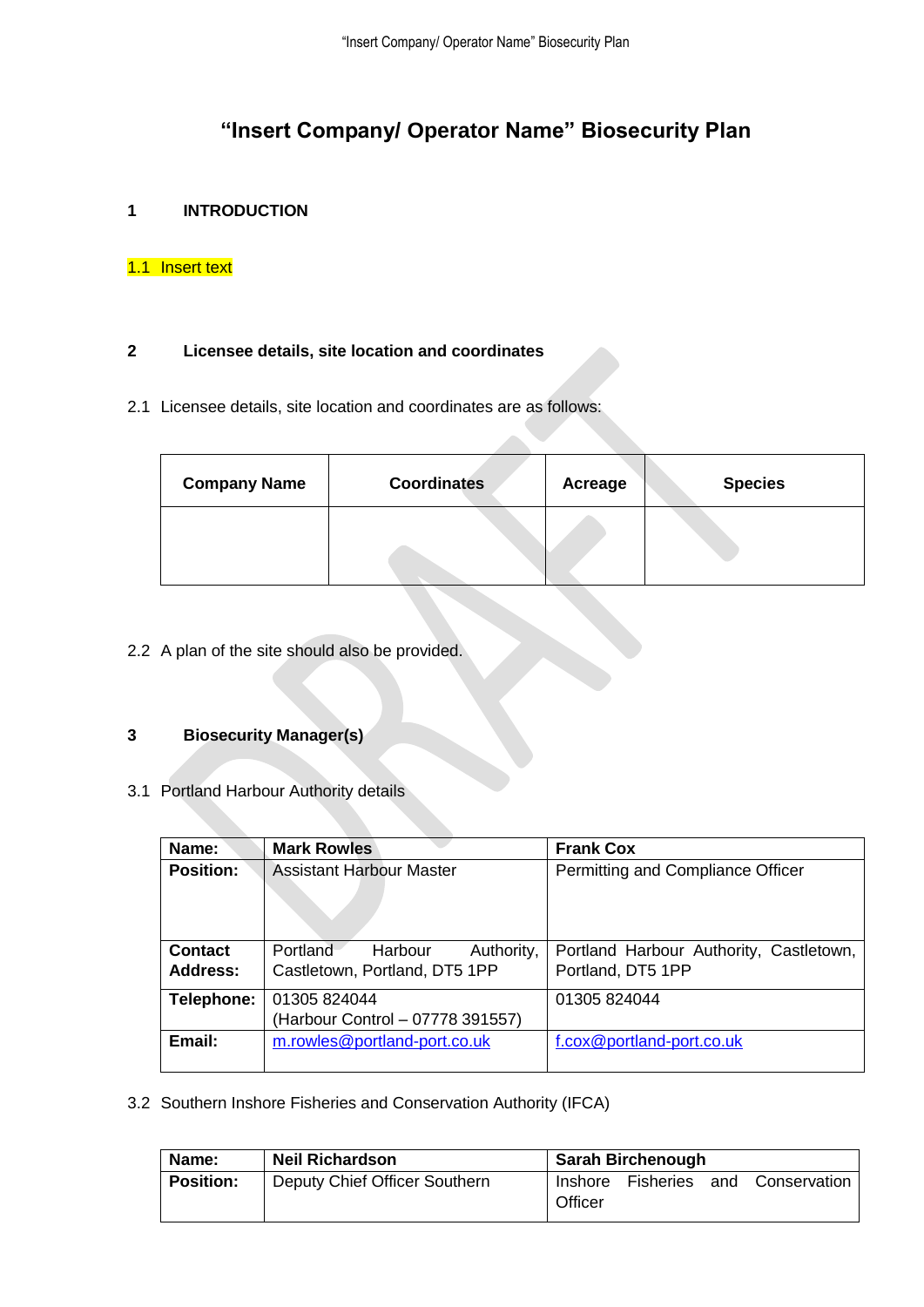# "Insert Company/ Operator Name" Biosecurity Plan

## 1 INTRODUCTION

1.1 Insert text

## 2 Licensee details, site location and coordinates

2.1 Licensee details, site location and coordinates are as follows:

| Company Name | Coordinates | Acreage | Species |
|---|---|---|---|
| | | | |

2.2 A plan of the site should also be provided.

## 3 Biosecurity Manager(s)

3.1 Portland Harbour Authority details

| **Name:** | **Mark Rowles** | **Frank Cox** |
|---|---|---|
| **Position:** | Assistant Harbour Master | Permitting and Compliance Officer |
| **Contact Address:** | Portland Harbour Authority, Castletown, Portland, DT5 1PP | Portland Harbour Authority, Castletown, Portland, DT5 1PP |
| **Telephone:** | 01305 824044 (Harbour Control – 07778 391557) | 01305 824044 |
| **Email:** | m.rowles@portland-port.co.uk | f.cox@portland-port.co.uk |

3.2 Southern Inshore Fisheries and Conservation Authority (IFCA)

| **Name:** | **Neil Richardson** | **Sarah Birchenough** |
|---|---|---|
| **Position:** | Deputy Chief Officer Southern | Inshore Fisheries and Conservation Officer |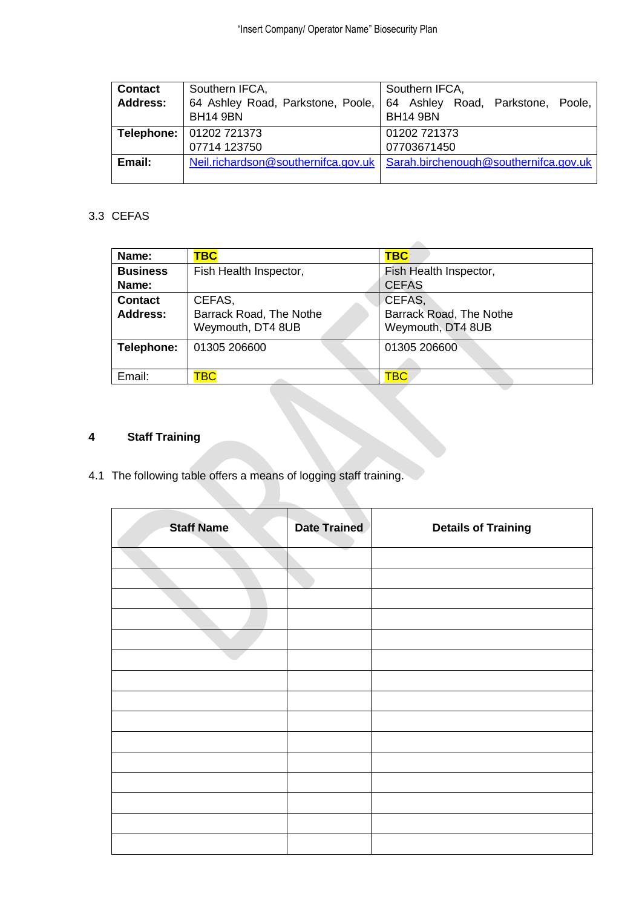| Contact Address: | Southern IFCA, 64 Ashley Road, Parkstone, Poole, BH14 9BN | Southern IFCA, 64 Ashley Road, Parkstone, Poole, BH14 9BN |
|---|---|---|
| Telephone: | 01202 721373 07714 123750 | 01202 721373 07703671450 |
| Email: | Neil.richardson@southernifca.gov.uk | Sarah.birchenough@southernifca.gov.uk |

3.3 CEFAS

| Name: | TBC | TBC |
|---|---|---|
| Business Name: | Fish Health Inspector, | Fish Health Inspector, CEFAS |
| Contact Address: | CEFAS, Barrack Road, The Nothe Weymouth, DT4 8UB | CEFAS, Barrack Road, The Nothe Weymouth, DT4 8UB |
| Telephone: | 01305 206600 | 01305 206600 |
| Email: | TBC | TBC |

## 4 Staff Training

4.1 The following table offers a means of logging staff training.

| Staff Name | Date Trained | Details of Training |
|---|---|---|
| | | |
| | | |
| | | |
| | | |
| | | |
| | | |
| | | |
| | | |
| | | |
| | | |
| | | |
| | | |
| | | |
| | | |
| | | |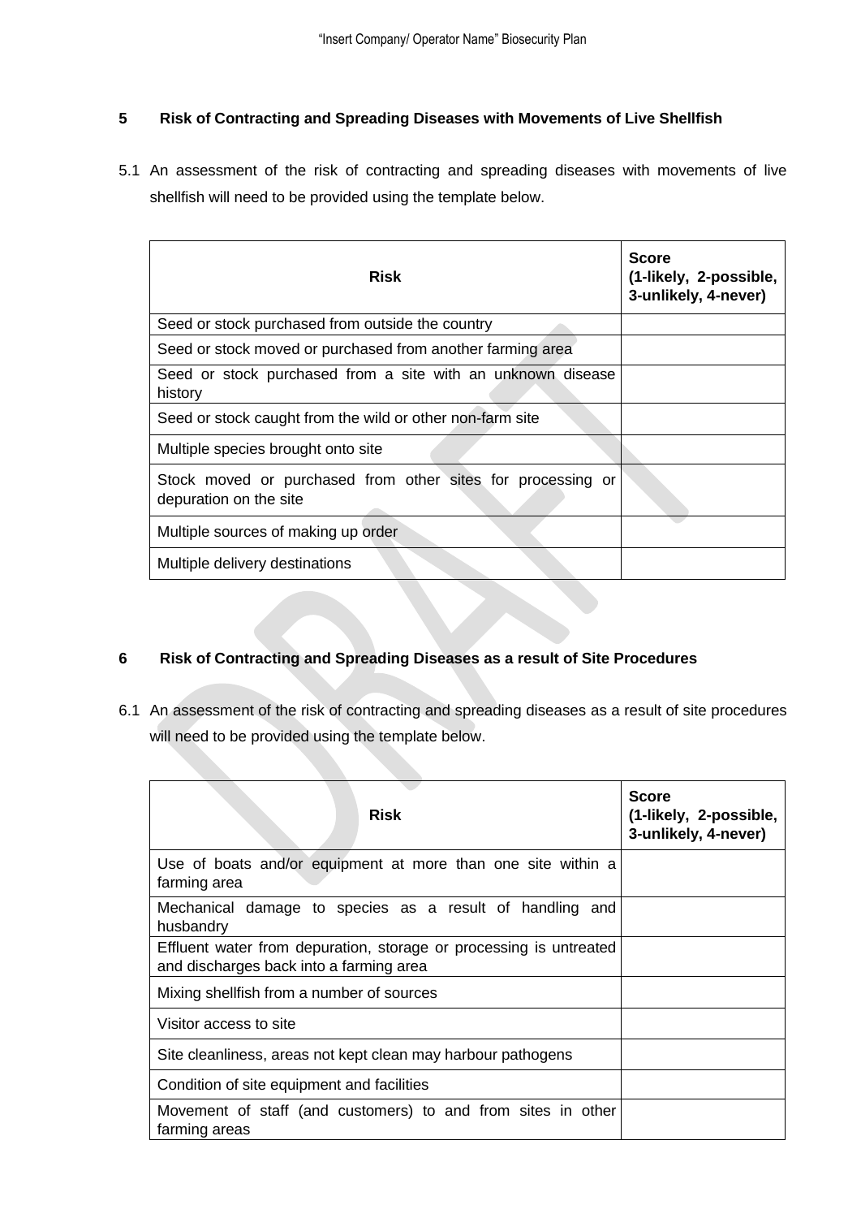## 5 Risk of Contracting and Spreading Diseases with Movements of Live Shellfish

5.1 An assessment of the risk of contracting and spreading diseases with movements of live shellfish will need to be provided using the template below.

| Risk | Score (1-likely, 2-possible, 3-unlikely, 4-never) |
|---|---|
| Seed or stock purchased from outside the country | |
| Seed or stock moved or purchased from another farming area | |
| Seed or stock purchased from a site with an unknown disease history | |
| Seed or stock caught from the wild or other non-farm site | |
| Multiple species brought onto site | |
| Stock moved or purchased from other sites for processing or depuration on the site | |
| Multiple sources of making up order | |
| Multiple delivery destinations | |

## 6 Risk of Contracting and Spreading Diseases as a result of Site Procedures

6.1 An assessment of the risk of contracting and spreading diseases as a result of site procedures will need to be provided using the template below.

| Risk | Score (1-likely, 2-possible, 3-unlikely, 4-never) |
|---|---|
| Use of boats and/or equipment at more than one site within a farming area | |
| Mechanical damage to species as a result of handling and husbandry | |
| Effluent water from depuration, storage or processing is untreated and discharges back into a farming area | |
| Mixing shellfish from a number of sources | |
| Visitor access to site | |
| Site cleanliness, areas not kept clean may harbour pathogens | |
| Condition of site equipment and facilities | |
| Movement of staff (and customers) to and from sites in other farming areas | |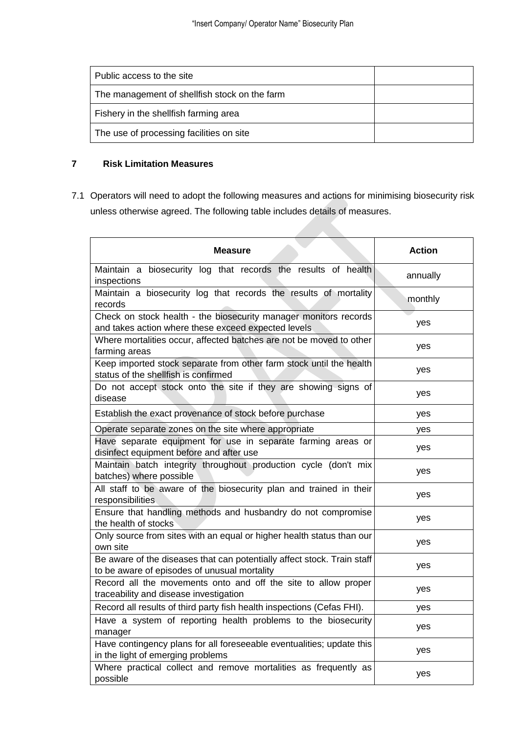| | |
|---|---|
| Public access to the site | |
| The management of shellfish stock on the farm | |
| Fishery in the shellfish farming area | |
| The use of processing facilities on site | |

## 7 Risk Limitation Measures

7.1 Operators will need to adopt the following measures and actions for minimising biosecurity risk unless otherwise agreed. The following table includes details of measures.

| Measure | Action |
|---|---|
| Maintain a biosecurity log that records the results of health inspections | annually |
| Maintain a biosecurity log that records the results of mortality records | monthly |
| Check on stock health - the biosecurity manager monitors records and takes action where these exceed expected levels | yes |
| Where mortalities occur, affected batches are not be moved to other farming areas | yes |
| Keep imported stock separate from other farm stock until the health status of the shellfish is confirmed | yes |
| Do not accept stock onto the site if they are showing signs of disease | yes |
| Establish the exact provenance of stock before purchase | yes |
| Operate separate zones on the site where appropriate | yes |
| Have separate equipment for use in separate farming areas or disinfect equipment before and after use | yes |
| Maintain batch integrity throughout production cycle (don't mix batches) where possible | yes |
| All staff to be aware of the biosecurity plan and trained in their responsibilities | yes |
| Ensure that handling methods and husbandry do not compromise the health of stocks | yes |
| Only source from sites with an equal or higher health status than our own site | yes |
| Be aware of the diseases that can potentially affect stock. Train staff to be aware of episodes of unusual mortality | yes |
| Record all the movements onto and off the site to allow proper traceability and disease investigation | yes |
| Record all results of third party fish health inspections (Cefas FHI). | yes |
| Have a system of reporting health problems to the biosecurity manager | yes |
| Have contingency plans for all foreseeable eventualities; update this in the light of emerging problems | yes |
| Where practical collect and remove mortalities as frequently as possible | yes |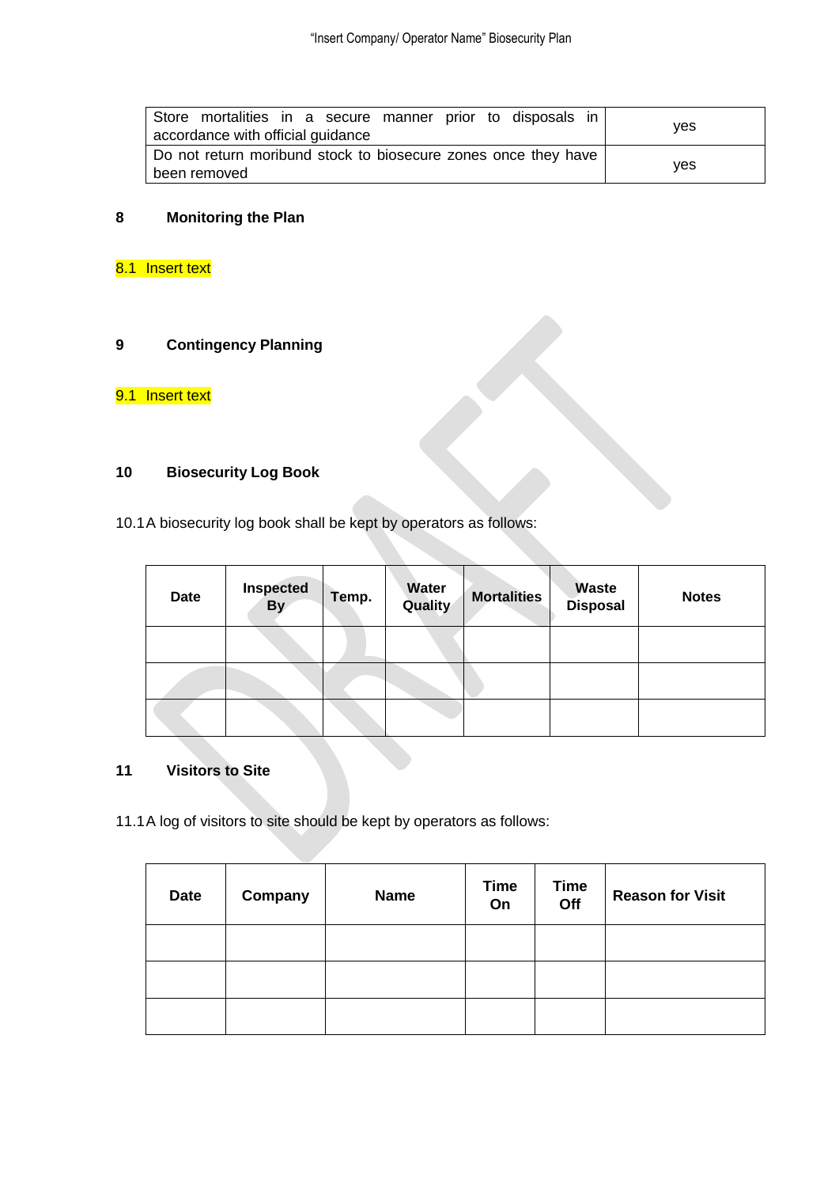| Store mortalities in a secure manner prior to disposals in accordance with official guidance | yes |
|---|---|
| Do not return moribund stock to biosecure zones once they have been removed | yes |

## 8 Monitoring the Plan

8.1 Insert text

## 9 Contingency Planning

9.1 Insert text

## 10 Biosecurity Log Book

10.1 A biosecurity log book shall be kept by operators as follows:

| Date | Inspected By | Temp. | Water Quality | Mortalities | Waste Disposal | Notes |
|---|---|---|---|---|---|---|
| | | | | | | |
| | | | | | | |
| | | | | | | |

## 11 Visitors to Site

11.1 A log of visitors to site should be kept by operators as follows:

| Date | Company | Name | Time On | Time Off | Reason for Visit |
|---|---|---|---|---|---|
| | | | | | |
| | | | | | |
| | | | | | |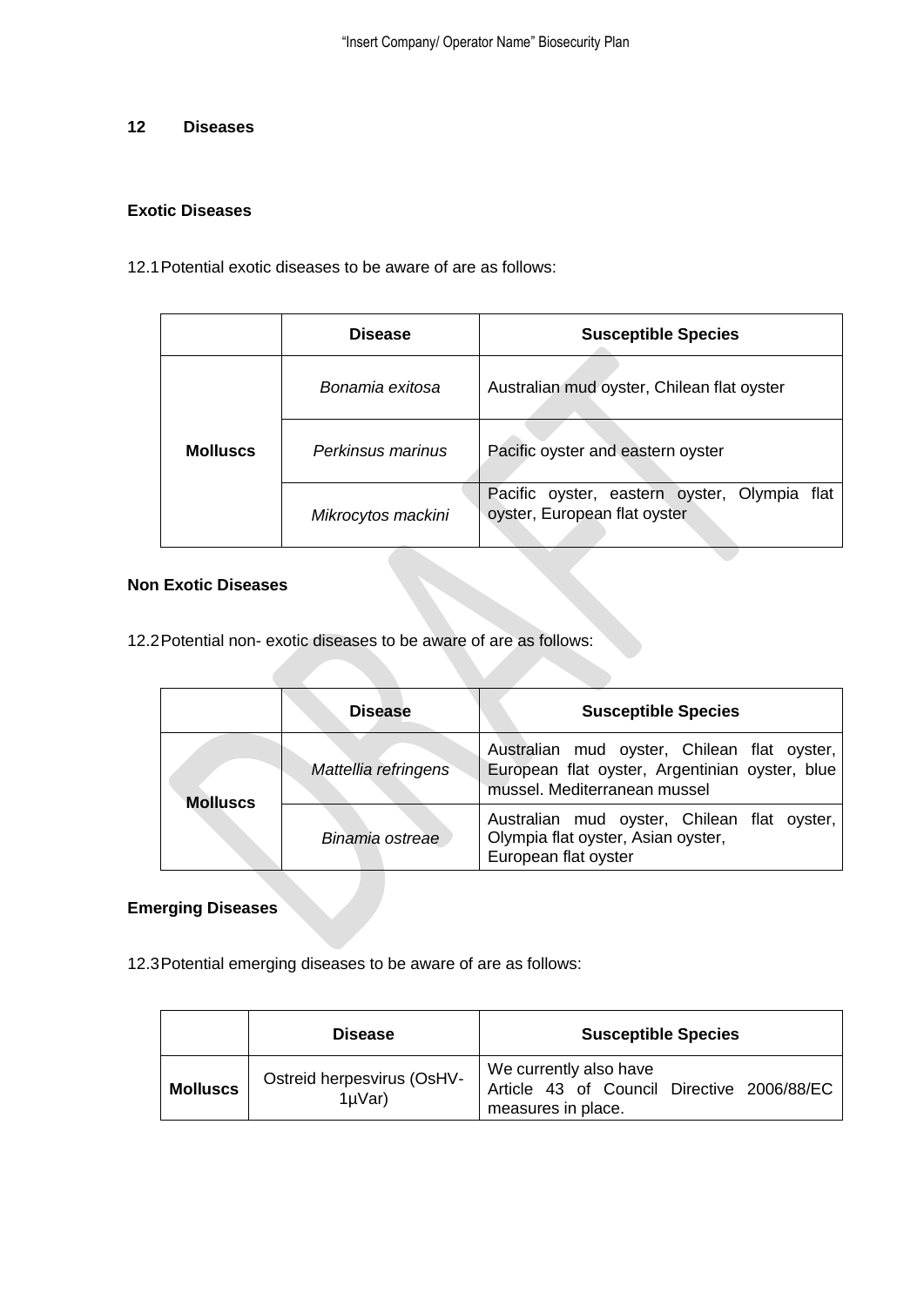## 12 Diseases

### Exotic Diseases

12.1 Potential exotic diseases to be aware of are as follows:

| | Disease | Susceptible Species |
|---|---|---|
| **Molluscs** | *Bonamia exitosa* | Australian mud oyster, Chilean flat oyster |
| | *Perkinsus marinus* | Pacific oyster and eastern oyster |
| | *Mikrocytos mackini* | Pacific oyster, eastern oyster, Olympia flat oyster, European flat oyster |

### Non Exotic Diseases

12.2 Potential non- exotic diseases to be aware of are as follows:

| | Disease | Susceptible Species |
|---|---|---|
| **Molluscs** | *Mattellia refringens* | Australian mud oyster, Chilean flat oyster, European flat oyster, Argentinian oyster, blue mussel. Mediterranean mussel |
| | *Binamia ostreae* | Australian mud oyster, Chilean flat oyster, Olympia flat oyster, Asian oyster, European flat oyster |

### Emerging Diseases

12.3 Potential emerging diseases to be aware of are as follows:

| | Disease | Susceptible Species |
|---|---|---|
| **Molluscs** | Ostreid herpesvirus (OsHV-1µVar) | We currently also have Article 43 of Council Directive 2006/88/EC measures in place. |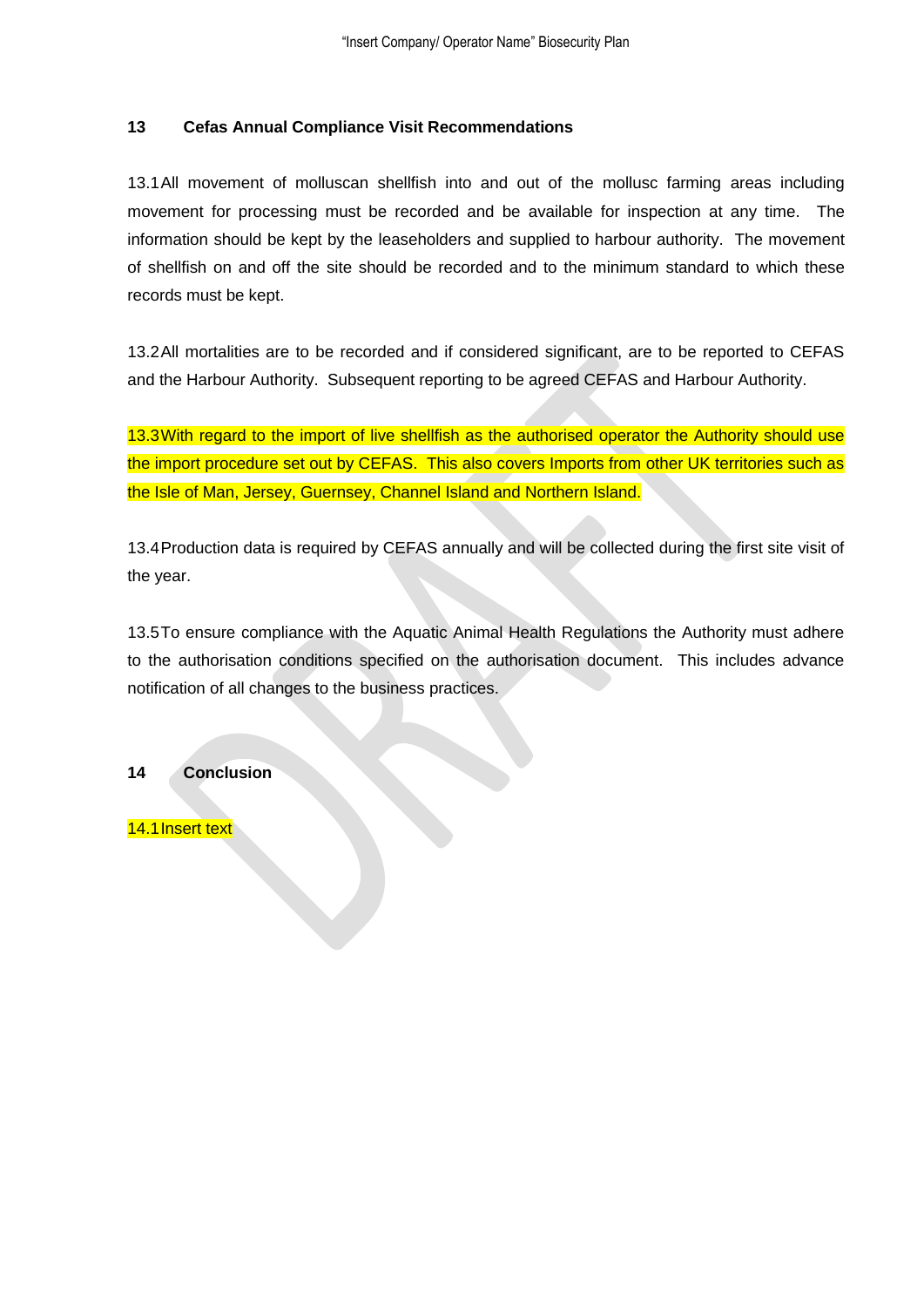## 13 Cefas Annual Compliance Visit Recommendations

13.1 All movement of molluscan shellfish into and out of the mollusc farming areas including movement for processing must be recorded and be available for inspection at any time. The information should be kept by the leaseholders and supplied to harbour authority. The movement of shellfish on and off the site should be recorded and to the minimum standard to which these records must be kept.

13.2 All mortalities are to be recorded and if considered significant, are to be reported to CEFAS and the Harbour Authority. Subsequent reporting to be agreed CEFAS and Harbour Authority.

13.3 With regard to the import of live shellfish as the authorised operator the Authority should use the import procedure set out by CEFAS. This also covers Imports from other UK territories such as the Isle of Man, Jersey, Guernsey, Channel Island and Northern Island.

13.4 Production data is required by CEFAS annually and will be collected during the first site visit of the year.

13.5 To ensure compliance with the Aquatic Animal Health Regulations the Authority must adhere to the authorisation conditions specified on the authorisation document. This includes advance notification of all changes to the business practices.

## 14 Conclusion

14.1 Insert text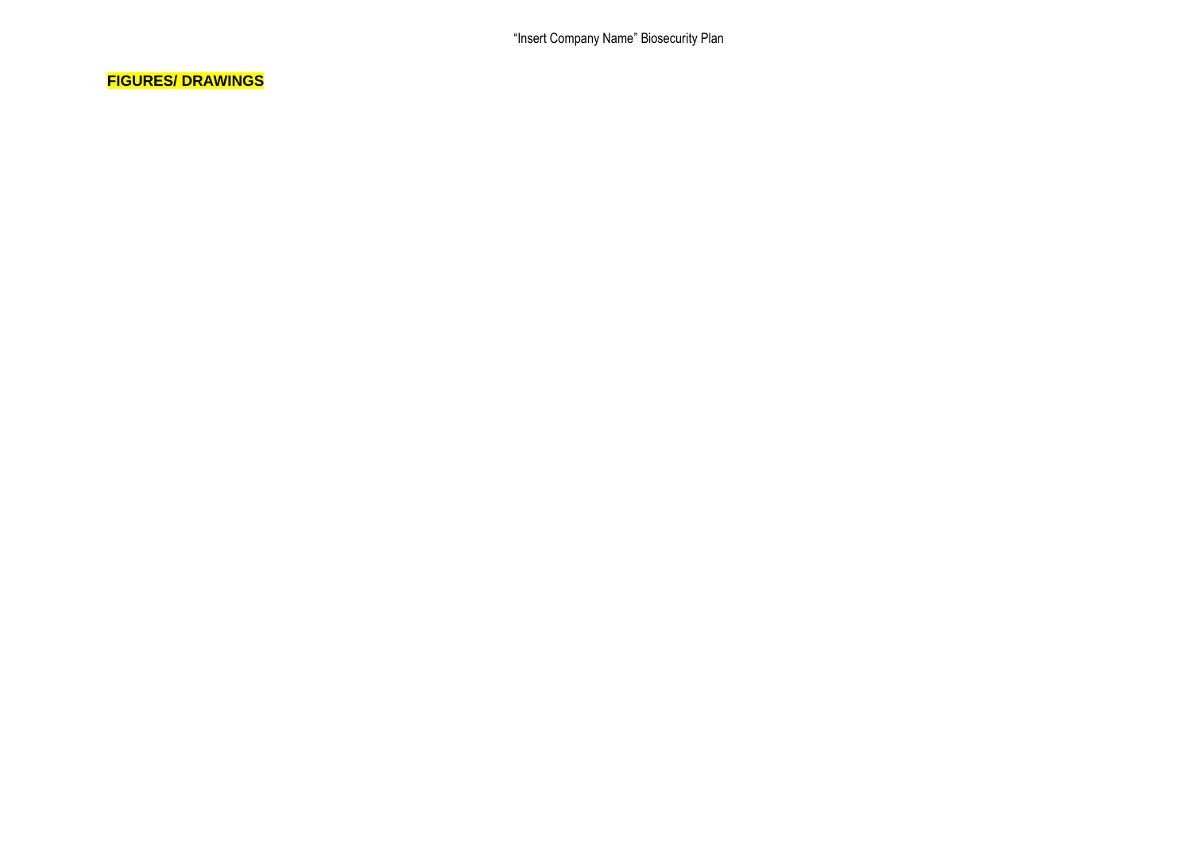## FIGURES/ DRAWINGS